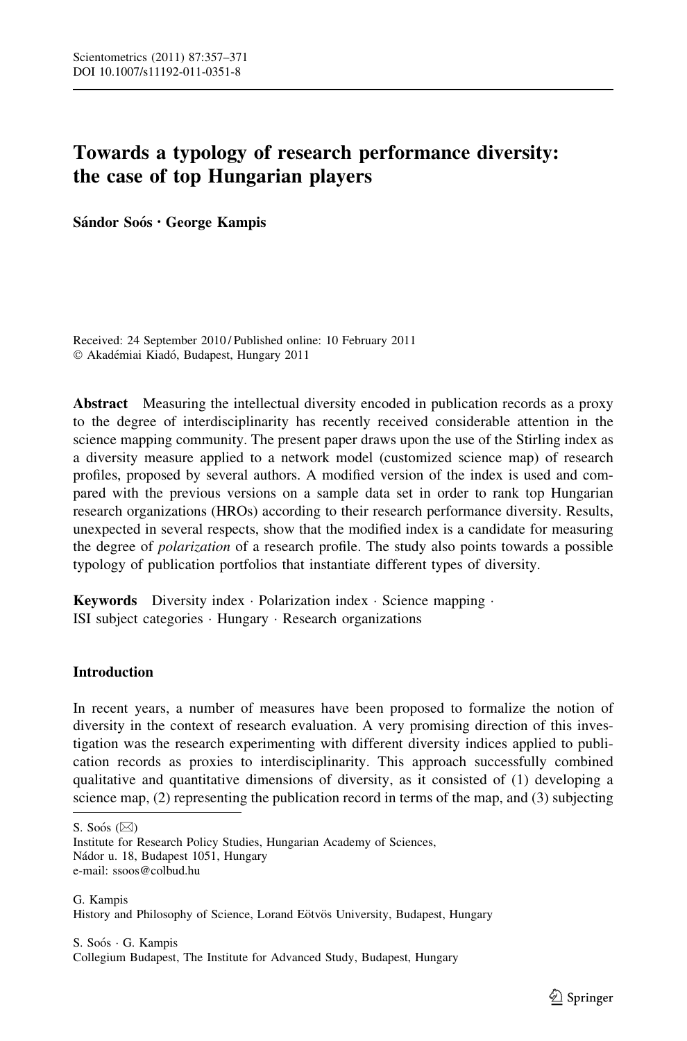# Towards a typology of research performance diversity: the case of top Hungarian players

**Sándor Soós · George Kampis**

Received: 24 September 2010 / Published online: 10 February 2011
© Akadémiai Kiadó, Budapest, Hungary 2011

**Abstract** Measuring the intellectual diversity encoded in publication records as a proxy to the degree of interdisciplinarity has recently received considerable attention in the science mapping community. The present paper draws upon the use of the Stirling index as a diversity measure applied to a network model (customized science map) of research profiles, proposed by several authors. A modified version of the index is used and compared with the previous versions on a sample data set in order to rank top Hungarian research organizations (HROs) according to their research performance diversity. Results, unexpected in several respects, show that the modified index is a candidate for measuring the degree of *polarization* of a research profile. The study also points towards a possible typology of publication portfolios that instantiate different types of diversity.

**Keywords** Diversity index · Polarization index · Science mapping · ISI subject categories · Hungary · Research organizations

## Introduction

In recent years, a number of measures have been proposed to formalize the notion of diversity in the context of research evaluation. A very promising direction of this investigation was the research experimenting with different diversity indices applied to publication records as proxies to interdisciplinarity. This approach successfully combined qualitative and quantitative dimensions of diversity, as it consisted of (1) developing a science map, (2) representing the publication record in terms of the map, and (3) subjecting

---

S. Soós (✉)
Institute for Research Policy Studies, Hungarian Academy of Sciences,
Nádor u. 18, Budapest 1051, Hungary
e-mail: ssoos@colbud.hu

G. Kampis
History and Philosophy of Science, Lorand Eötvös University, Budapest, Hungary

S. Soós · G. Kampis
Collegium Budapest, The Institute for Advanced Study, Budapest, Hungary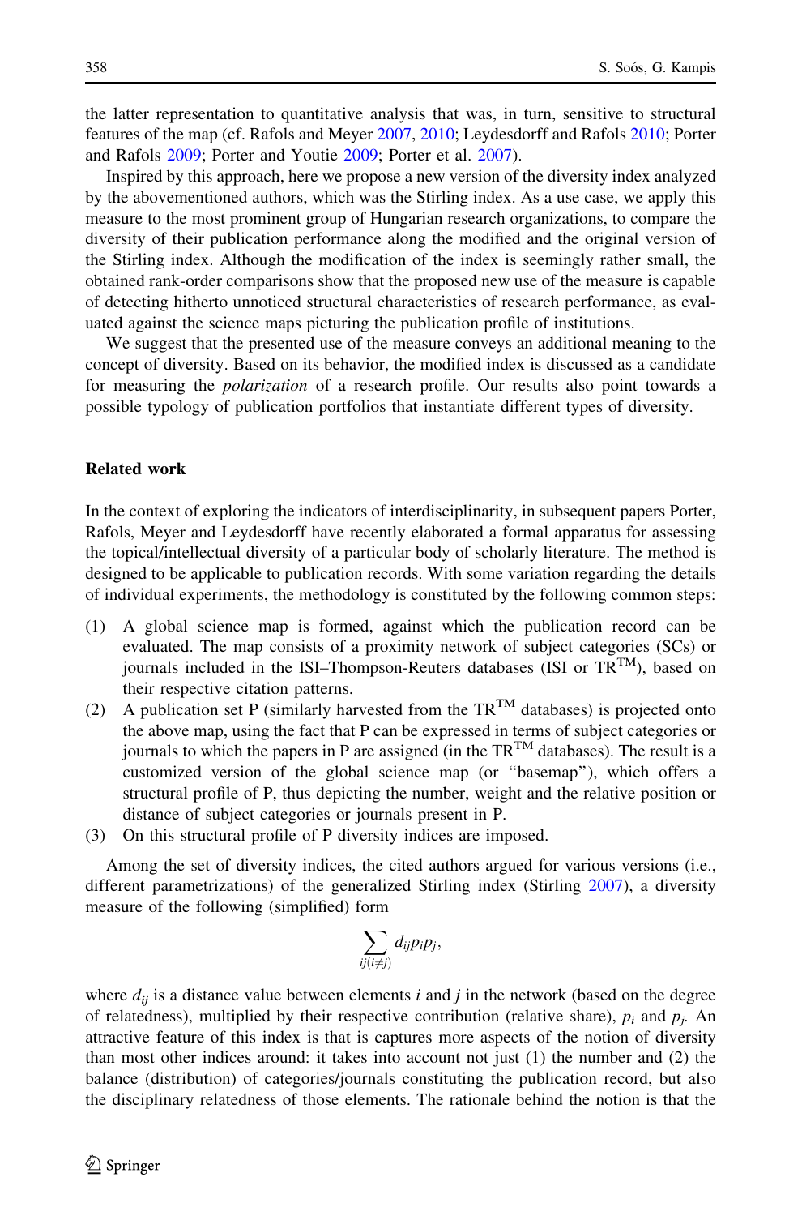the latter representation to quantitative analysis that was, in turn, sensitive to structural features of the map (cf. Rafols and Meyer 2007, 2010; Leydesdorff and Rafols 2010; Porter and Rafols 2009; Porter and Youtie 2009; Porter et al. 2007).

Inspired by this approach, here we propose a new version of the diversity index analyzed by the abovementioned authors, which was the Stirling index. As a use case, we apply this measure to the most prominent group of Hungarian research organizations, to compare the diversity of their publication performance along the modified and the original version of the Stirling index. Although the modification of the index is seemingly rather small, the obtained rank-order comparisons show that the proposed new use of the measure is capable of detecting hitherto unnoticed structural characteristics of research performance, as evaluated against the science maps picturing the publication profile of institutions.

We suggest that the presented use of the measure conveys an additional meaning to the concept of diversity. Based on its behavior, the modified index is discussed as a candidate for measuring the *polarization* of a research profile. Our results also point towards a possible typology of publication portfolios that instantiate different types of diversity.

## Related work

In the context of exploring the indicators of interdisciplinarity, in subsequent papers Porter, Rafols, Meyer and Leydesdorff have recently elaborated a formal apparatus for assessing the topical/intellectual diversity of a particular body of scholarly literature. The method is designed to be applicable to publication records. With some variation regarding the details of individual experiments, the methodology is constituted by the following common steps:

1. A global science map is formed, against which the publication record can be evaluated. The map consists of a proximity network of subject categories (SCs) or journals included in the ISI–Thompson-Reuters databases (ISI or TR™), based on their respective citation patterns.
2. A publication set P (similarly harvested from the TR™ databases) is projected onto the above map, using the fact that P can be expressed in terms of subject categories or journals to which the papers in P are assigned (in the TR™ databases). The result is a customized version of the global science map (or "basemap"), which offers a structural profile of P, thus depicting the number, weight and the relative position or distance of subject categories or journals present in P.
3. On this structural profile of P diversity indices are imposed.

Among the set of diversity indices, the cited authors argued for various versions (i.e., different parametrizations) of the generalized Stirling index (Stirling 2007), a diversity measure of the following (simplified) form

$$\sum_{ij(i \neq j)} d_{ij} p_i p_j,$$

where $d_{ij}$ is a distance value between elements $i$ and $j$ in the network (based on the degree of relatedness), multiplied by their respective contribution (relative share), $p_i$ and $p_j$. An attractive feature of this index is that is captures more aspects of the notion of diversity than most other indices around: it takes into account not just (1) the number and (2) the balance (distribution) of categories/journals constituting the publication record, but also the disciplinary relatedness of those elements. The rationale behind the notion is that the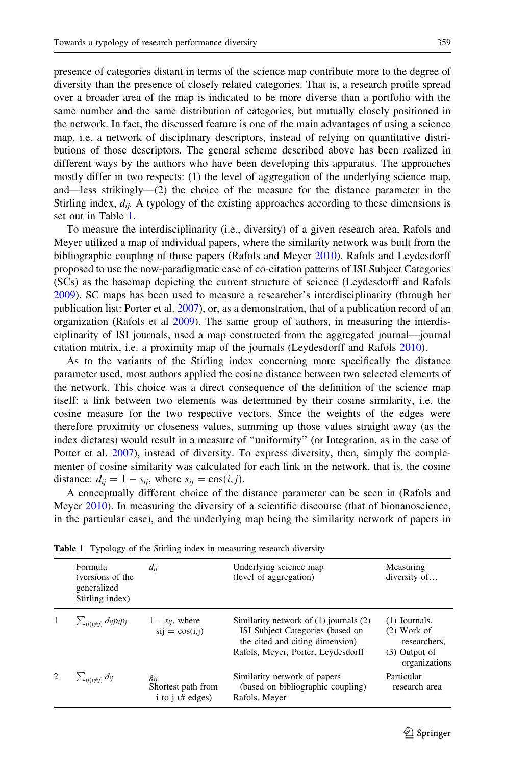presence of categories distant in terms of the science map contribute more to the degree of diversity than the presence of closely related categories. That is, a research profile spread over a broader area of the map is indicated to be more diverse than a portfolio with the same number and the same distribution of categories, but mutually closely positioned in the network. In fact, the discussed feature is one of the main advantages of using a science map, i.e. a network of disciplinary descriptors, instead of relying on quantitative distributions of those descriptors. The general scheme described above has been realized in different ways by the authors who have been developing this apparatus. The approaches mostly differ in two respects: (1) the level of aggregation of the underlying science map, and—less strikingly—(2) the choice of the measure for the distance parameter in the Stirling index, $d_{ij}$. A typology of the existing approaches according to these dimensions is set out in Table 1.

To measure the interdisciplinarity (i.e., diversity) of a given research area, Rafols and Meyer utilized a map of individual papers, where the similarity network was built from the bibliographic coupling of those papers (Rafols and Meyer 2010). Rafols and Leydesdorff proposed to use the now-paradigmatic case of co-citation patterns of ISI Subject Categories (SCs) as the basemap depicting the current structure of science (Leydesdorff and Rafols 2009). SC maps has been used to measure a researcher's interdisciplinarity (through her publication list: Porter et al. 2007), or, as a demonstration, that of a publication record of an organization (Rafols et al 2009). The same group of authors, in measuring the interdisciplinarity of ISI journals, used a map constructed from the aggregated journal—journal citation matrix, i.e. a proximity map of the journals (Leydesdorff and Rafols 2010).

As to the variants of the Stirling index concerning more specifically the distance parameter used, most authors applied the cosine distance between two selected elements of the network. This choice was a direct consequence of the definition of the science map itself: a link between two elements was determined by their cosine similarity, i.e. the cosine measure for the two respective vectors. Since the weights of the edges were therefore proximity or closeness values, summing up those values straight away (as the index dictates) would result in a measure of "uniformity" (or Integration, as in the case of Porter et al. 2007), instead of diversity. To express diversity, then, simply the complementer of cosine similarity was calculated for each link in the network, that is, the cosine distance: $d_{ij} = 1 - s_{ij}$, where $s_{ij} = \cos(i, j)$.

A conceptually different choice of the distance parameter can be seen in (Rafols and Meyer 2010). In measuring the diversity of a scientific discourse (that of bionanoscience, in the particular case), and the underlying map being the similarity network of papers in

**Table 1** Typology of the Stirling index in measuring research diversity

| | Formula (versions of the generalized Stirling index) | $d_{ij}$ | Underlying science map (level of aggregation) | Measuring diversity of… |
|---|---|---|---|---|
| 1 | $\sum_{ij(i \neq j)} d_{ij} p_i p_j$ | $1 - s_{ij}$, where sij = cos(i,j) | Similarity network of (1) journals (2) ISI Subject Categories (based on the cited and citing dimension) Rafols, Meyer, Porter, Leydesdorff | (1) Journals, (2) Work of researchers, (3) Output of organizations |
| 2 | $\sum_{ij(i \neq j)} d_{ij}$ | $g_{ij}$ Shortest path from i to j (# edges) | Similarity network of papers (based on bibliographic coupling) Rafols, Meyer | Particular research area |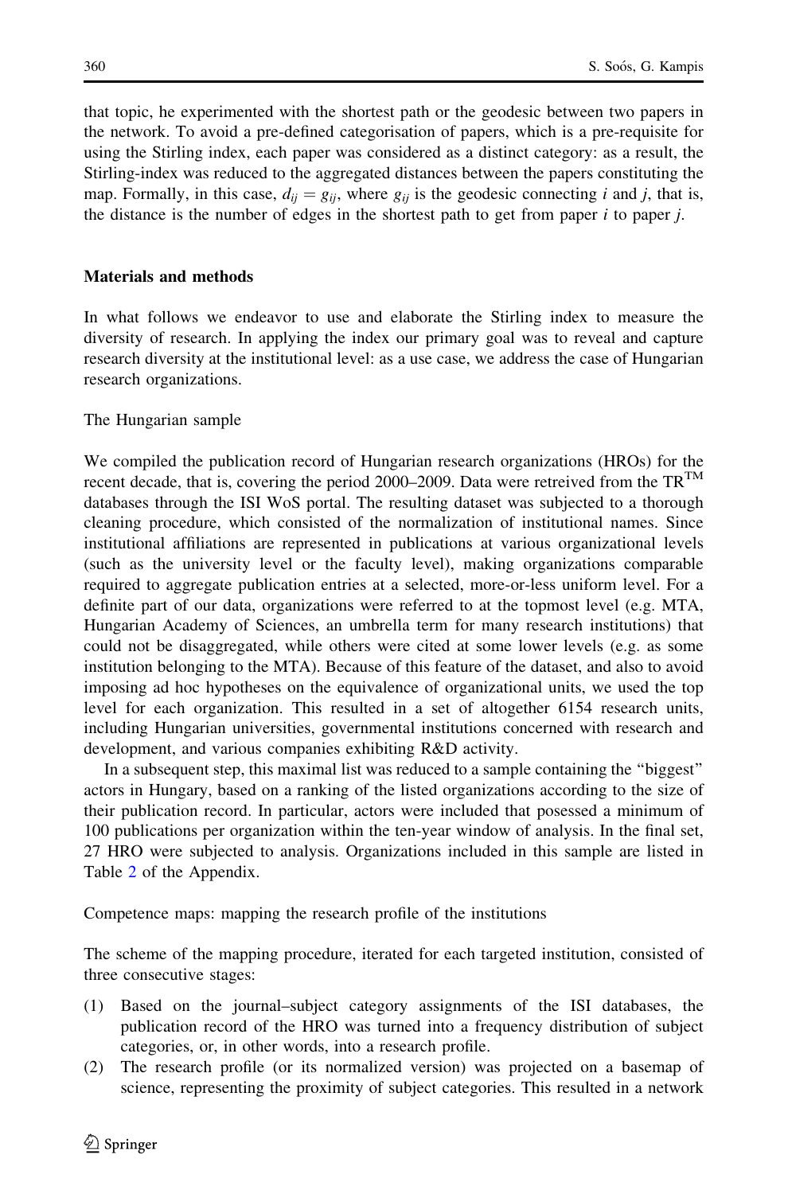that topic, he experimented with the shortest path or the geodesic between two papers in the network. To avoid a pre-defined categorisation of papers, which is a pre-requisite for using the Stirling index, each paper was considered as a distinct category: as a result, the Stirling-index was reduced to the aggregated distances between the papers constituting the map. Formally, in this case, $d_{ij} = g_{ij}$, where $g_{ij}$ is the geodesic connecting $i$ and $j$, that is, the distance is the number of edges in the shortest path to get from paper $i$ to paper $j$.

## Materials and methods

In what follows we endeavor to use and elaborate the Stirling index to measure the diversity of research. In applying the index our primary goal was to reveal and capture research diversity at the institutional level: as a use case, we address the case of Hungarian research organizations.

### The Hungarian sample

We compiled the publication record of Hungarian research organizations (HROs) for the recent decade, that is, covering the period 2000–2009. Data were retreived from the TR™ databases through the ISI WoS portal. The resulting dataset was subjected to a thorough cleaning procedure, which consisted of the normalization of institutional names. Since institutional affiliations are represented in publications at various organizational levels (such as the university level or the faculty level), making organizations comparable required to aggregate publication entries at a selected, more-or-less uniform level. For a definite part of our data, organizations were referred to at the topmost level (e.g. MTA, Hungarian Academy of Sciences, an umbrella term for many research institutions) that could not be disaggregated, while others were cited at some lower levels (e.g. as some institution belonging to the MTA). Because of this feature of the dataset, and also to avoid imposing ad hoc hypotheses on the equivalence of organizational units, we used the top level for each organization. This resulted in a set of altogether 6154 research units, including Hungarian universities, governmental institutions concerned with research and development, and various companies exhibiting R&D activity.

In a subsequent step, this maximal list was reduced to a sample containing the "biggest" actors in Hungary, based on a ranking of the listed organizations according to the size of their publication record. In particular, actors were included that posessed a minimum of 100 publications per organization within the ten-year window of analysis. In the final set, 27 HRO were subjected to analysis. Organizations included in this sample are listed in Table 2 of the Appendix.

### Competence maps: mapping the research profile of the institutions

The scheme of the mapping procedure, iterated for each targeted institution, consisted of three consecutive stages:

(1) Based on the journal–subject category assignments of the ISI databases, the publication record of the HRO was turned into a frequency distribution of subject categories, or, in other words, into a research profile.

(2) The research profile (or its normalized version) was projected on a basemap of science, representing the proximity of subject categories. This resulted in a network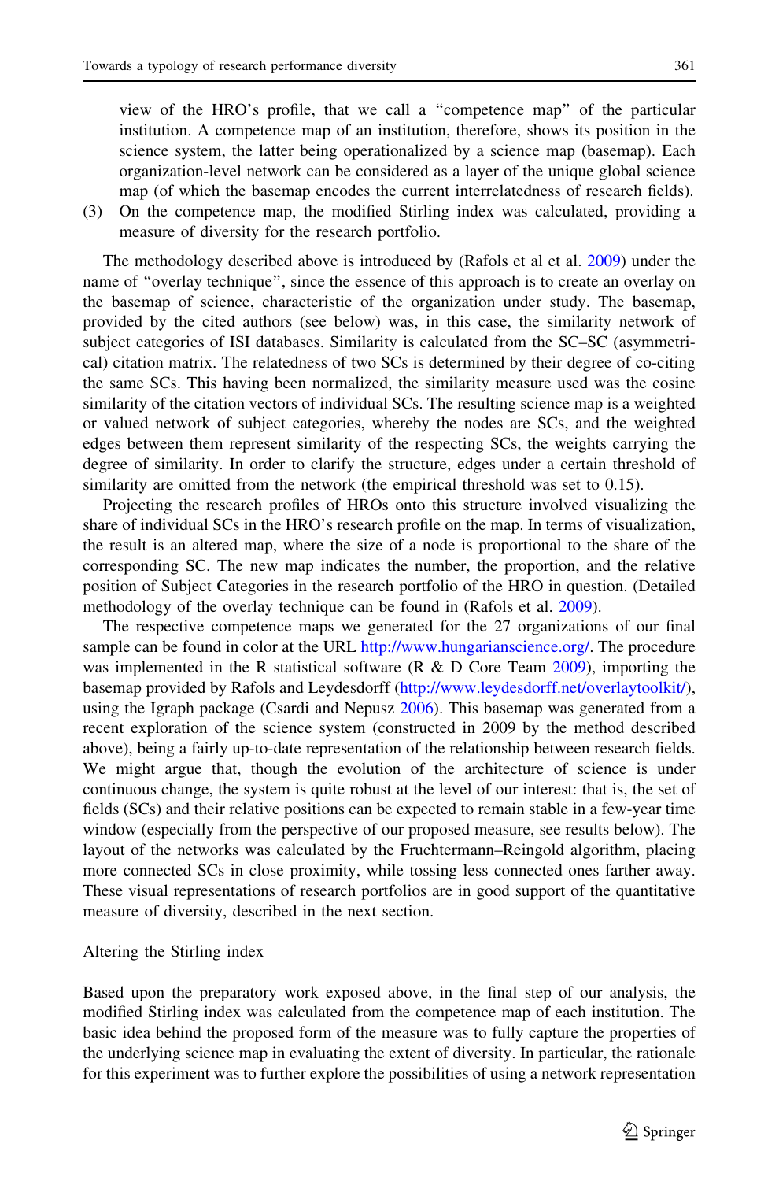view of the HRO's profile, that we call a "competence map" of the particular institution. A competence map of an institution, therefore, shows its position in the science system, the latter being operationalized by a science map (basemap). Each organization-level network can be considered as a layer of the unique global science map (of which the basemap encodes the current interrelatedness of research fields).

(3) On the competence map, the modified Stirling index was calculated, providing a measure of diversity for the research portfolio.

The methodology described above is introduced by (Rafols et al et al. 2009) under the name of "overlay technique", since the essence of this approach is to create an overlay on the basemap of science, characteristic of the organization under study. The basemap, provided by the cited authors (see below) was, in this case, the similarity network of subject categories of ISI databases. Similarity is calculated from the SC–SC (asymmetrical) citation matrix. The relatedness of two SCs is determined by their degree of co-citing the same SCs. This having been normalized, the similarity measure used was the cosine similarity of the citation vectors of individual SCs. The resulting science map is a weighted or valued network of subject categories, whereby the nodes are SCs, and the weighted edges between them represent similarity of the respecting SCs, the weights carrying the degree of similarity. In order to clarify the structure, edges under a certain threshold of similarity are omitted from the network (the empirical threshold was set to 0.15).

Projecting the research profiles of HROs onto this structure involved visualizing the share of individual SCs in the HRO's research profile on the map. In terms of visualization, the result is an altered map, where the size of a node is proportional to the share of the corresponding SC. The new map indicates the number, the proportion, and the relative position of Subject Categories in the research portfolio of the HRO in question. (Detailed methodology of the overlay technique can be found in (Rafols et al. 2009).

The respective competence maps we generated for the 27 organizations of our final sample can be found in color at the URL http://www.hungarianscience.org/. The procedure was implemented in the R statistical software (R & D Core Team 2009), importing the basemap provided by Rafols and Leydesdorff (http://www.leydesdorff.net/overlaytoolkit/), using the Igraph package (Csardi and Nepusz 2006). This basemap was generated from a recent exploration of the science system (constructed in 2009 by the method described above), being a fairly up-to-date representation of the relationship between research fields. We might argue that, though the evolution of the architecture of science is under continuous change, the system is quite robust at the level of our interest: that is, the set of fields (SCs) and their relative positions can be expected to remain stable in a few-year time window (especially from the perspective of our proposed measure, see results below). The layout of the networks was calculated by the Fruchtermann–Reingold algorithm, placing more connected SCs in close proximity, while tossing less connected ones farther away. These visual representations of research portfolios are in good support of the quantitative measure of diversity, described in the next section.

## Altering the Stirling index

Based upon the preparatory work exposed above, in the final step of our analysis, the modified Stirling index was calculated from the competence map of each institution. The basic idea behind the proposed form of the measure was to fully capture the properties of the underlying science map in evaluating the extent of diversity. In particular, the rationale for this experiment was to further explore the possibilities of using a network representation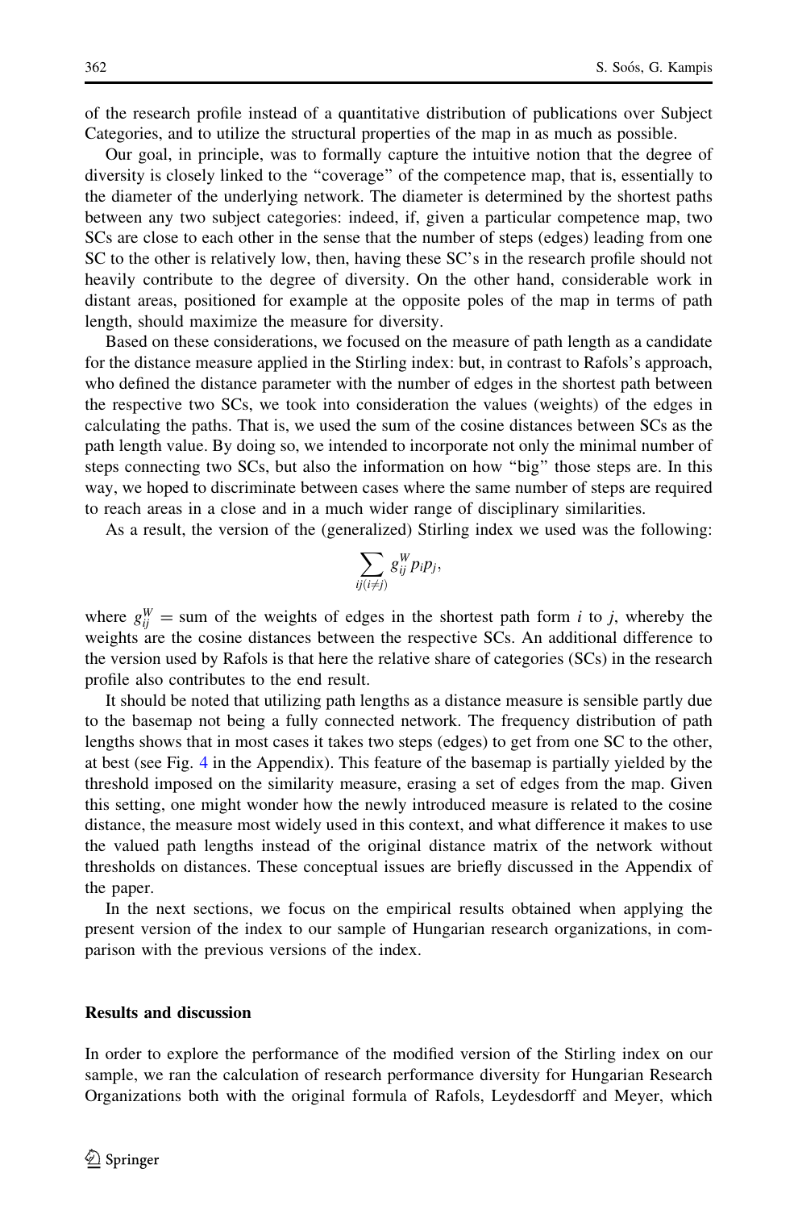of the research profile instead of a quantitative distribution of publications over Subject Categories, and to utilize the structural properties of the map in as much as possible.

Our goal, in principle, was to formally capture the intuitive notion that the degree of diversity is closely linked to the "coverage" of the competence map, that is, essentially to the diameter of the underlying network. The diameter is determined by the shortest paths between any two subject categories: indeed, if, given a particular competence map, two SCs are close to each other in the sense that the number of steps (edges) leading from one SC to the other is relatively low, then, having these SC's in the research profile should not heavily contribute to the degree of diversity. On the other hand, considerable work in distant areas, positioned for example at the opposite poles of the map in terms of path length, should maximize the measure for diversity.

Based on these considerations, we focused on the measure of path length as a candidate for the distance measure applied in the Stirling index: but, in contrast to Rafols's approach, who defined the distance parameter with the number of edges in the shortest path between the respective two SCs, we took into consideration the values (weights) of the edges in calculating the paths. That is, we used the sum of the cosine distances between SCs as the path length value. By doing so, we intended to incorporate not only the minimal number of steps connecting two SCs, but also the information on how "big" those steps are. In this way, we hoped to discriminate between cases where the same number of steps are required to reach areas in a close and in a much wider range of disciplinary similarities.

As a result, the version of the (generalized) Stirling index we used was the following:

$$\sum_{ij(i \neq j)} g_{ij}^{W} p_i p_j,$$

where $g_{ij}^{W}$ = sum of the weights of edges in the shortest path form $i$ to $j$, whereby the weights are the cosine distances between the respective SCs. An additional difference to the version used by Rafols is that here the relative share of categories (SCs) in the research profile also contributes to the end result.

It should be noted that utilizing path lengths as a distance measure is sensible partly due to the basemap not being a fully connected network. The frequency distribution of path lengths shows that in most cases it takes two steps (edges) to get from one SC to the other, at best (see Fig. 4 in the Appendix). This feature of the basemap is partially yielded by the threshold imposed on the similarity measure, erasing a set of edges from the map. Given this setting, one might wonder how the newly introduced measure is related to the cosine distance, the measure most widely used in this context, and what difference it makes to use the valued path lengths instead of the original distance matrix of the network without thresholds on distances. These conceptual issues are briefly discussed in the Appendix of the paper.

In the next sections, we focus on the empirical results obtained when applying the present version of the index to our sample of Hungarian research organizations, in comparison with the previous versions of the index.

## Results and discussion

In order to explore the performance of the modified version of the Stirling index on our sample, we ran the calculation of research performance diversity for Hungarian Research Organizations both with the original formula of Rafols, Leydesdorff and Meyer, which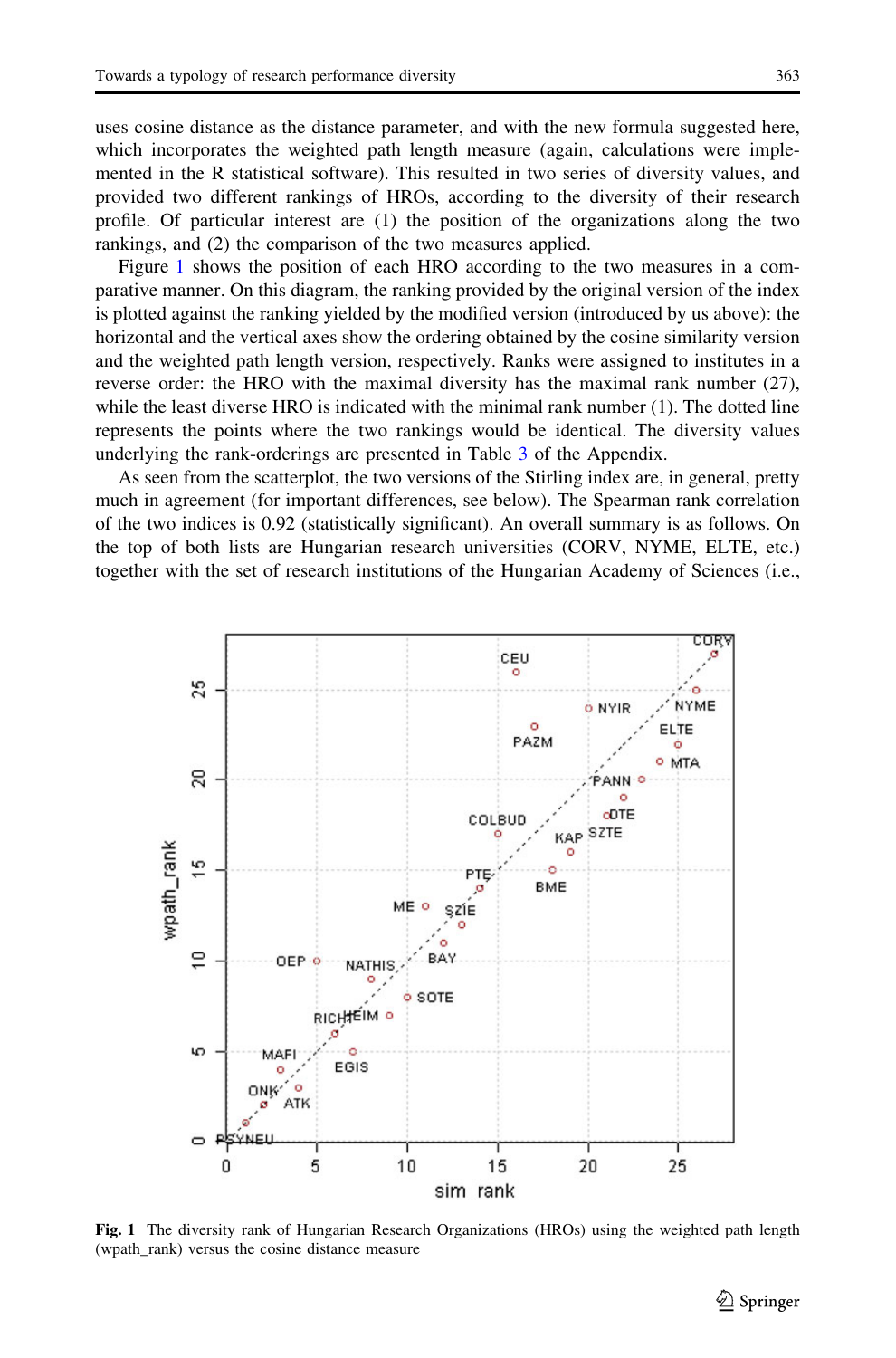uses cosine distance as the distance parameter, and with the new formula suggested here, which incorporates the weighted path length measure (again, calculations were implemented in the R statistical software). This resulted in two series of diversity values, and provided two different rankings of HROs, according to the diversity of their research profile. Of particular interest are (1) the position of the organizations along the two rankings, and (2) the comparison of the two measures applied.

Figure 1 shows the position of each HRO according to the two measures in a comparative manner. On this diagram, the ranking provided by the original version of the index is plotted against the ranking yielded by the modified version (introduced by us above): the horizontal and the vertical axes show the ordering obtained by the cosine similarity version and the weighted path length version, respectively. Ranks were assigned to institutes in a reverse order: the HRO with the maximal diversity has the maximal rank number (27), while the least diverse HRO is indicated with the minimal rank number (1). The dotted line represents the points where the two rankings would be identical. The diversity values underlying the rank-orderings are presented in Table 3 of the Appendix.

As seen from the scatterplot, the two versions of the Stirling index are, in general, pretty much in agreement (for important differences, see below). The Spearman rank correlation of the two indices is 0.92 (statistically significant). An overall summary is as follows. On the top of both lists are Hungarian research universities (CORV, NYME, ELTE, etc.) together with the set of research institutions of the Hungarian Academy of Sciences (i.e.,

**Fig. 1** The diversity rank of Hungarian Research Organizations (HROs) using the weighted path length (wpath_rank) versus the cosine distance measure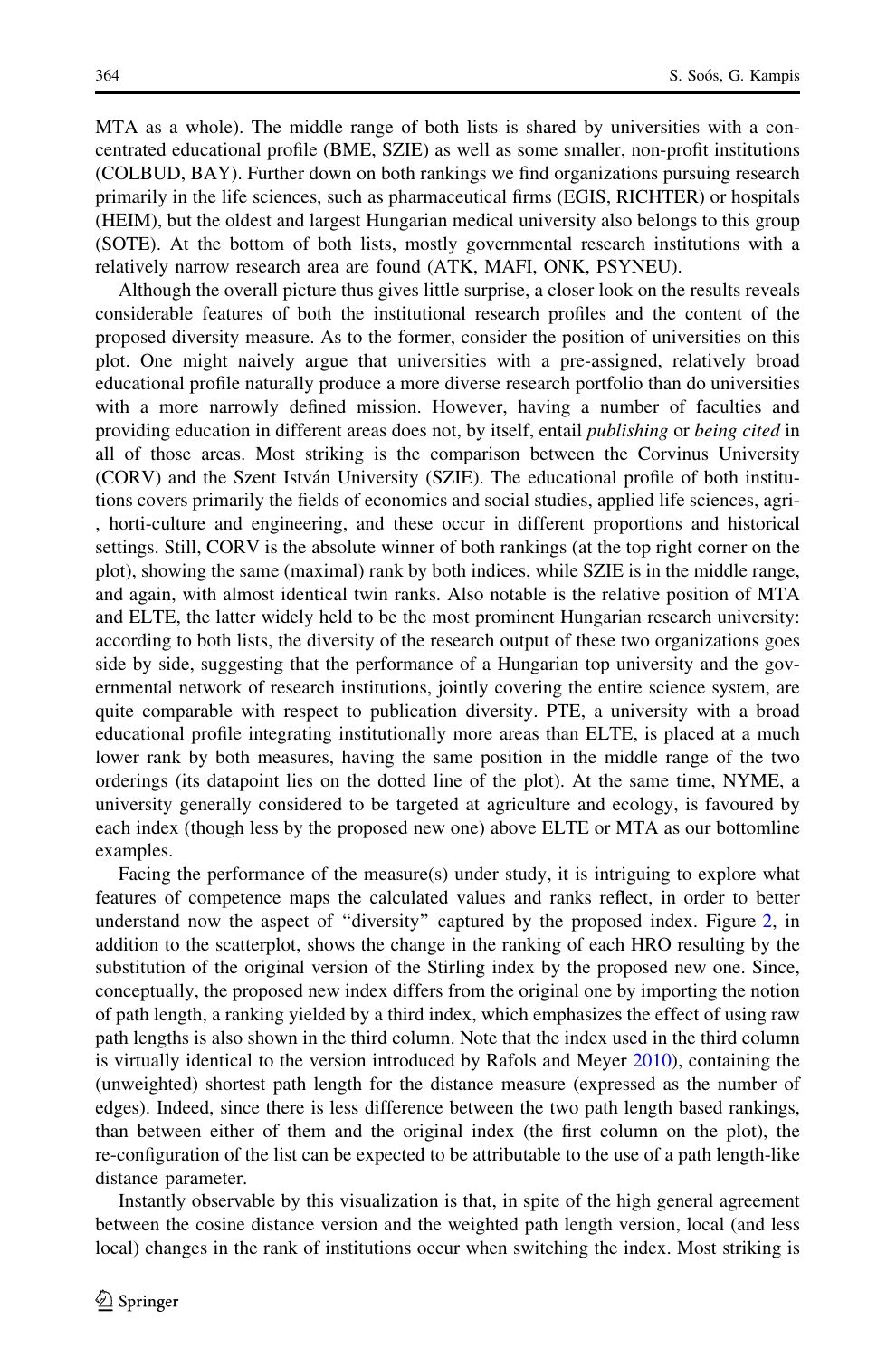MTA as a whole). The middle range of both lists is shared by universities with a concentrated educational profile (BME, SZIE) as well as some smaller, non-profit institutions (COLBUD, BAY). Further down on both rankings we find organizations pursuing research primarily in the life sciences, such as pharmaceutical firms (EGIS, RICHTER) or hospitals (HEIM), but the oldest and largest Hungarian medical university also belongs to this group (SOTE). At the bottom of both lists, mostly governmental research institutions with a relatively narrow research area are found (ATK, MAFI, ONK, PSYNEU).

Although the overall picture thus gives little surprise, a closer look on the results reveals considerable features of both the institutional research profiles and the content of the proposed diversity measure. As to the former, consider the position of universities on this plot. One might naively argue that universities with a pre-assigned, relatively broad educational profile naturally produce a more diverse research portfolio than do universities with a more narrowly defined mission. However, having a number of faculties and providing education in different areas does not, by itself, entail *publishing* or *being cited* in all of those areas. Most striking is the comparison between the Corvinus University (CORV) and the Szent István University (SZIE). The educational profile of both institutions covers primarily the fields of economics and social studies, applied life sciences, agri-, horti-culture and engineering, and these occur in different proportions and historical settings. Still, CORV is the absolute winner of both rankings (at the top right corner on the plot), showing the same (maximal) rank by both indices, while SZIE is in the middle range, and again, with almost identical twin ranks. Also notable is the relative position of MTA and ELTE, the latter widely held to be the most prominent Hungarian research university: according to both lists, the diversity of the research output of these two organizations goes side by side, suggesting that the performance of a Hungarian top university and the governmental network of research institutions, jointly covering the entire science system, are quite comparable with respect to publication diversity. PTE, a university with a broad educational profile integrating institutionally more areas than ELTE, is placed at a much lower rank by both measures, having the same position in the middle range of the two orderings (its datapoint lies on the dotted line of the plot). At the same time, NYME, a university generally considered to be targeted at agriculture and ecology, is favoured by each index (though less by the proposed new one) above ELTE or MTA as our bottomline examples.

Facing the performance of the measure(s) under study, it is intriguing to explore what features of competence maps the calculated values and ranks reflect, in order to better understand now the aspect of "diversity" captured by the proposed index. Figure 2, in addition to the scatterplot, shows the change in the ranking of each HRO resulting by the substitution of the original version of the Stirling index by the proposed new one. Since, conceptually, the proposed new index differs from the original one by importing the notion of path length, a ranking yielded by a third index, which emphasizes the effect of using raw path lengths is also shown in the third column. Note that the index used in the third column is virtually identical to the version introduced by Rafols and Meyer 2010), containing the (unweighted) shortest path length for the distance measure (expressed as the number of edges). Indeed, since there is less difference between the two path length based rankings, than between either of them and the original index (the first column on the plot), the re-configuration of the list can be expected to be attributable to the use of a path length-like distance parameter.

Instantly observable by this visualization is that, in spite of the high general agreement between the cosine distance version and the weighted path length version, local (and less local) changes in the rank of institutions occur when switching the index. Most striking is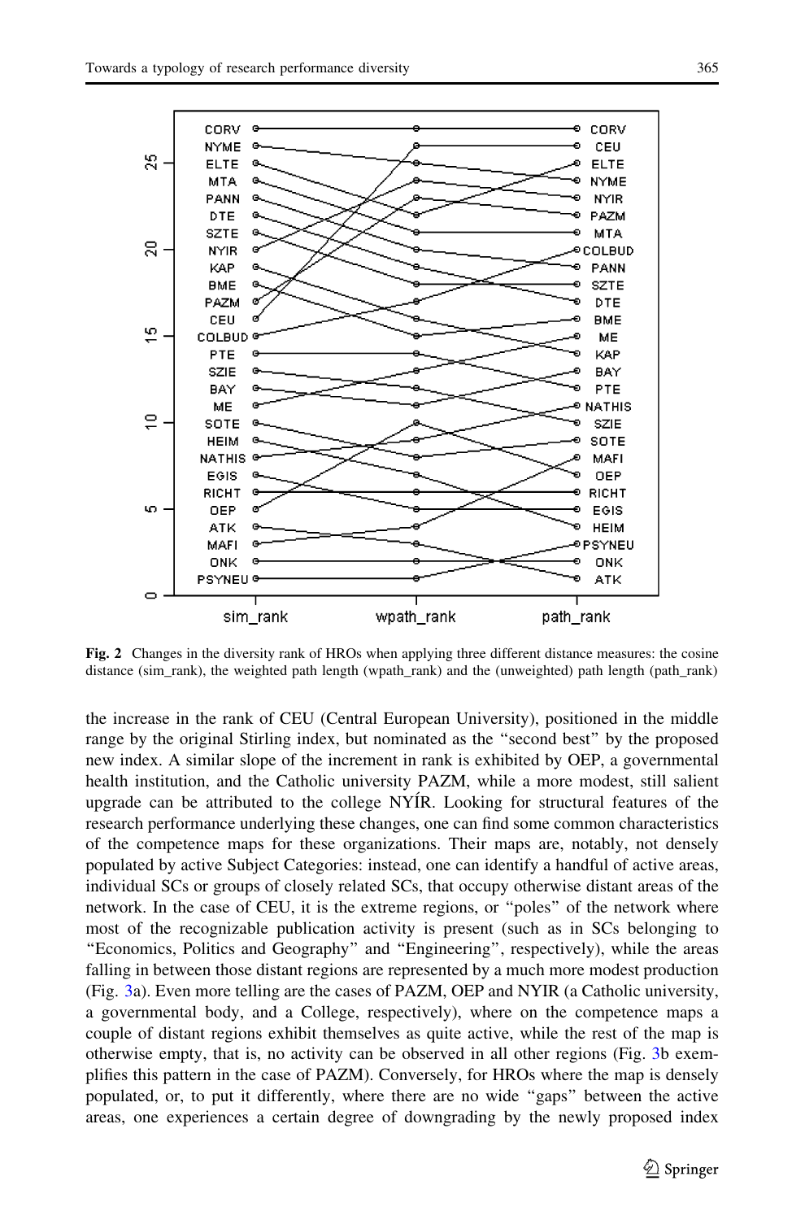**Fig. 2** Changes in the diversity rank of HROs when applying three different distance measures: the cosine distance (sim_rank), the weighted path length (wpath_rank) and the (unweighted) path length (path_rank)

the increase in the rank of CEU (Central European University), positioned in the middle range by the original Stirling index, but nominated as the "second best" by the proposed new index. A similar slope of the increment in rank is exhibited by OEP, a governmental health institution, and the Catholic university PAZM, while a more modest, still salient upgrade can be attributed to the college NYÍR. Looking for structural features of the research performance underlying these changes, one can find some common characteristics of the competence maps for these organizations. Their maps are, notably, not densely populated by active Subject Categories: instead, one can identify a handful of active areas, individual SCs or groups of closely related SCs, that occupy otherwise distant areas of the network. In the case of CEU, it is the extreme regions, or "poles" of the network where most of the recognizable publication activity is present (such as in SCs belonging to "Economics, Politics and Geography" and "Engineering", respectively), while the areas falling in between those distant regions are represented by a much more modest production (Fig. 3a). Even more telling are the cases of PAZM, OEP and NYIR (a Catholic university, a governmental body, and a College, respectively), where on the competence maps a couple of distant regions exhibit themselves as quite active, while the rest of the map is otherwise empty, that is, no activity can be observed in all other regions (Fig. 3b exemplifies this pattern in the case of PAZM). Conversely, for HROs where the map is densely populated, or, to put it differently, where there are no wide "gaps" between the active areas, one experiences a certain degree of downgrading by the newly proposed index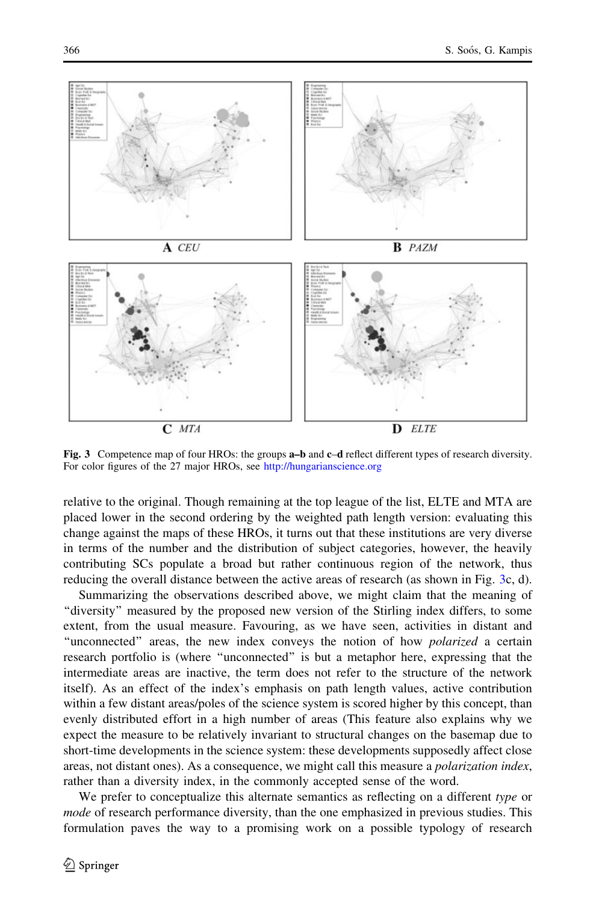**Fig. 3** Competence map of four HROs: the groups **a–b** and **c–d** reflect different types of research diversity. For color figures of the 27 major HROs, see http://hungarianscience.org

relative to the original. Though remaining at the top league of the list, ELTE and MTA are placed lower in the second ordering by the weighted path length version: evaluating this change against the maps of these HROs, it turns out that these institutions are very diverse in terms of the number and the distribution of subject categories, however, the heavily contributing SCs populate a broad but rather continuous region of the network, thus reducing the overall distance between the active areas of research (as shown in Fig. 3c, d).

Summarizing the observations described above, we might claim that the meaning of "diversity" measured by the proposed new version of the Stirling index differs, to some extent, from the usual measure. Favouring, as we have seen, activities in distant and "unconnected" areas, the new index conveys the notion of how *polarized* a certain research portfolio is (where "unconnected" is but a metaphor here, expressing that the intermediate areas are inactive, the term does not refer to the structure of the network itself). As an effect of the index's emphasis on path length values, active contribution within a few distant areas/poles of the science system is scored higher by this concept, than evenly distributed effort in a high number of areas (This feature also explains why we expect the measure to be relatively invariant to structural changes on the basemap due to short-time developments in the science system: these developments supposedly affect close areas, not distant ones). As a consequence, we might call this measure a *polarization index*, rather than a diversity index, in the commonly accepted sense of the word.

We prefer to conceptualize this alternate semantics as reflecting on a different *type* or *mode* of research performance diversity, than the one emphasized in previous studies. This formulation paves the way to a promising work on a possible typology of research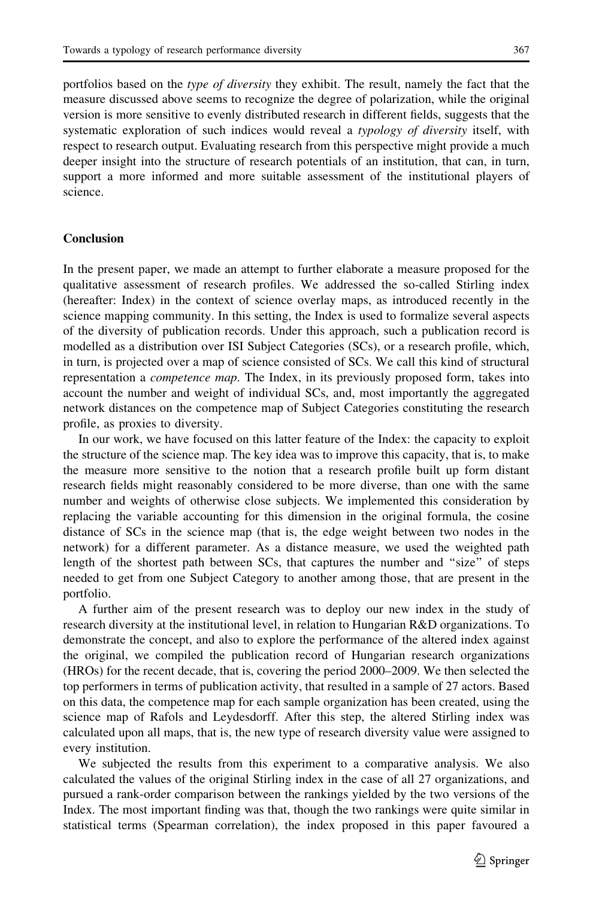portfolios based on the *type of diversity* they exhibit. The result, namely the fact that the measure discussed above seems to recognize the degree of polarization, while the original version is more sensitive to evenly distributed research in different fields, suggests that the systematic exploration of such indices would reveal a *typology of diversity* itself, with respect to research output. Evaluating research from this perspective might provide a much deeper insight into the structure of research potentials of an institution, that can, in turn, support a more informed and more suitable assessment of the institutional players of science.

## Conclusion

In the present paper, we made an attempt to further elaborate a measure proposed for the qualitative assessment of research profiles. We addressed the so-called Stirling index (hereafter: Index) in the context of science overlay maps, as introduced recently in the science mapping community. In this setting, the Index is used to formalize several aspects of the diversity of publication records. Under this approach, such a publication record is modelled as a distribution over ISI Subject Categories (SCs), or a research profile, which, in turn, is projected over a map of science consisted of SCs. We call this kind of structural representation a *competence map*. The Index, in its previously proposed form, takes into account the number and weight of individual SCs, and, most importantly the aggregated network distances on the competence map of Subject Categories constituting the research profile, as proxies to diversity.

In our work, we have focused on this latter feature of the Index: the capacity to exploit the structure of the science map. The key idea was to improve this capacity, that is, to make the measure more sensitive to the notion that a research profile built up form distant research fields might reasonably considered to be more diverse, than one with the same number and weights of otherwise close subjects. We implemented this consideration by replacing the variable accounting for this dimension in the original formula, the cosine distance of SCs in the science map (that is, the edge weight between two nodes in the network) for a different parameter. As a distance measure, we used the weighted path length of the shortest path between SCs, that captures the number and "size" of steps needed to get from one Subject Category to another among those, that are present in the portfolio.

A further aim of the present research was to deploy our new index in the study of research diversity at the institutional level, in relation to Hungarian R&D organizations. To demonstrate the concept, and also to explore the performance of the altered index against the original, we compiled the publication record of Hungarian research organizations (HROs) for the recent decade, that is, covering the period 2000–2009. We then selected the top performers in terms of publication activity, that resulted in a sample of 27 actors. Based on this data, the competence map for each sample organization has been created, using the science map of Rafols and Leydesdorff. After this step, the altered Stirling index was calculated upon all maps, that is, the new type of research diversity value were assigned to every institution.

We subjected the results from this experiment to a comparative analysis. We also calculated the values of the original Stirling index in the case of all 27 organizations, and pursued a rank-order comparison between the rankings yielded by the two versions of the Index. The most important finding was that, though the two rankings were quite similar in statistical terms (Spearman correlation), the index proposed in this paper favoured a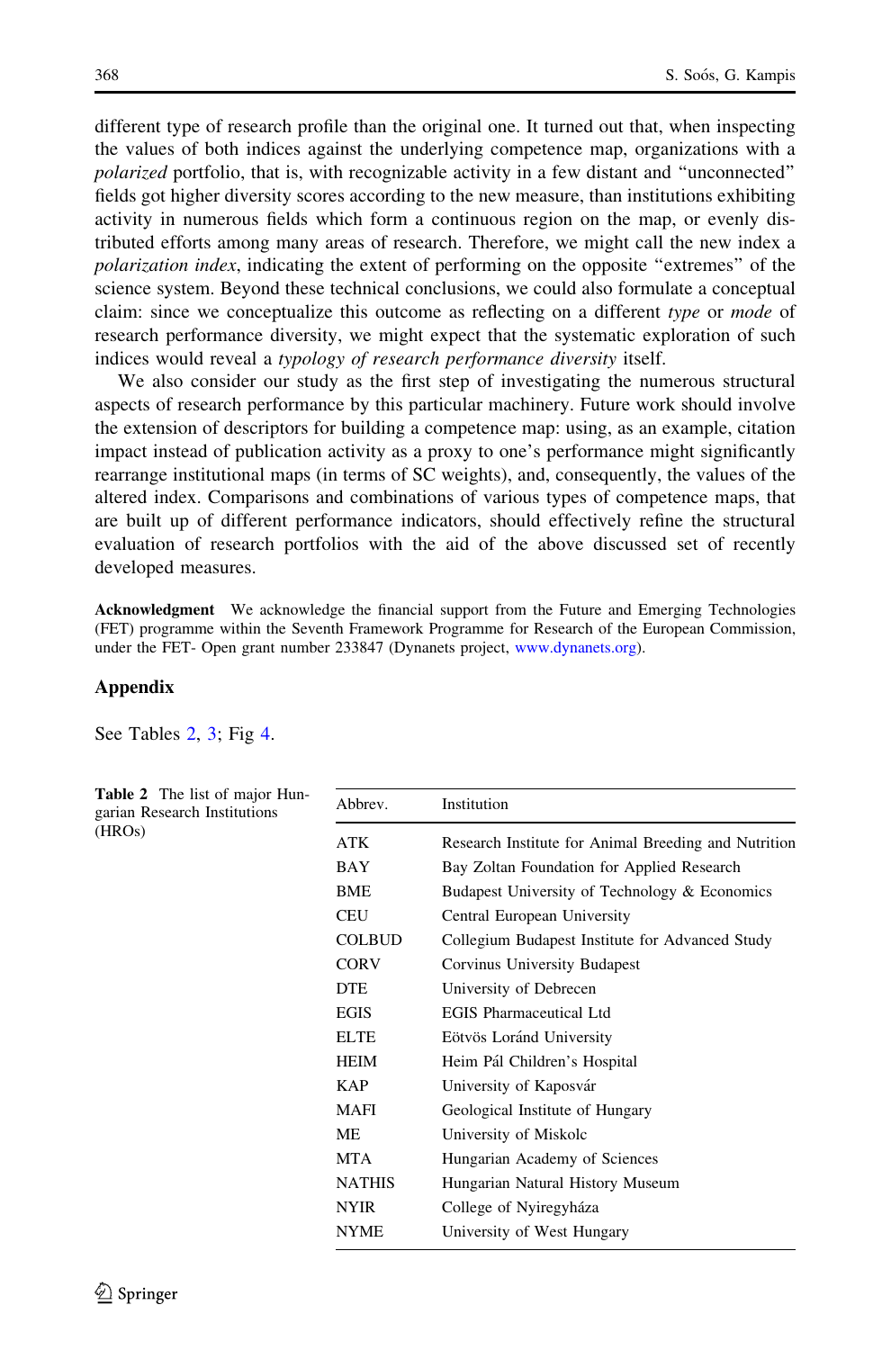different type of research profile than the original one. It turned out that, when inspecting the values of both indices against the underlying competence map, organizations with a *polarized* portfolio, that is, with recognizable activity in a few distant and "unconnected" fields got higher diversity scores according to the new measure, than institutions exhibiting activity in numerous fields which form a continuous region on the map, or evenly distributed efforts among many areas of research. Therefore, we might call the new index a *polarization index*, indicating the extent of performing on the opposite "extremes" of the science system. Beyond these technical conclusions, we could also formulate a conceptual claim: since we conceptualize this outcome as reflecting on a different *type* or *mode* of research performance diversity, we might expect that the systematic exploration of such indices would reveal a *typology of research performance diversity* itself.

We also consider our study as the first step of investigating the numerous structural aspects of research performance by this particular machinery. Future work should involve the extension of descriptors for building a competence map: using, as an example, citation impact instead of publication activity as a proxy to one's performance might significantly rearrange institutional maps (in terms of SC weights), and, consequently, the values of the altered index. Comparisons and combinations of various types of competence maps, that are built up of different performance indicators, should effectively refine the structural evaluation of research portfolios with the aid of the above discussed set of recently developed measures.

**Acknowledgment** We acknowledge the financial support from the Future and Emerging Technologies (FET) programme within the Seventh Framework Programme for Research of the European Commission, under the FET- Open grant number 233847 (Dynanets project, www.dynanets.org).

## Appendix

See Tables 2, 3; Fig 4.

**Table 2** The list of major Hungarian Research Institutions (HROs)

| Abbrev. | Institution |
|---|---|
| ATK | Research Institute for Animal Breeding and Nutrition |
| BAY | Bay Zoltan Foundation for Applied Research |
| BME | Budapest University of Technology & Economics |
| CEU | Central European University |
| COLBUD | Collegium Budapest Institute for Advanced Study |
| CORV | Corvinus University Budapest |
| DTE | University of Debrecen |
| EGIS | EGIS Pharmaceutical Ltd |
| ELTE | Eötvös Loránd University |
| HEIM | Heim Pál Children's Hospital |
| KAP | University of Kaposvár |
| MAFI | Geological Institute of Hungary |
| ME | University of Miskolc |
| MTA | Hungarian Academy of Sciences |
| NATHIS | Hungarian Natural History Museum |
| NYIR | College of Nyiregyháza |
| NYME | University of West Hungary |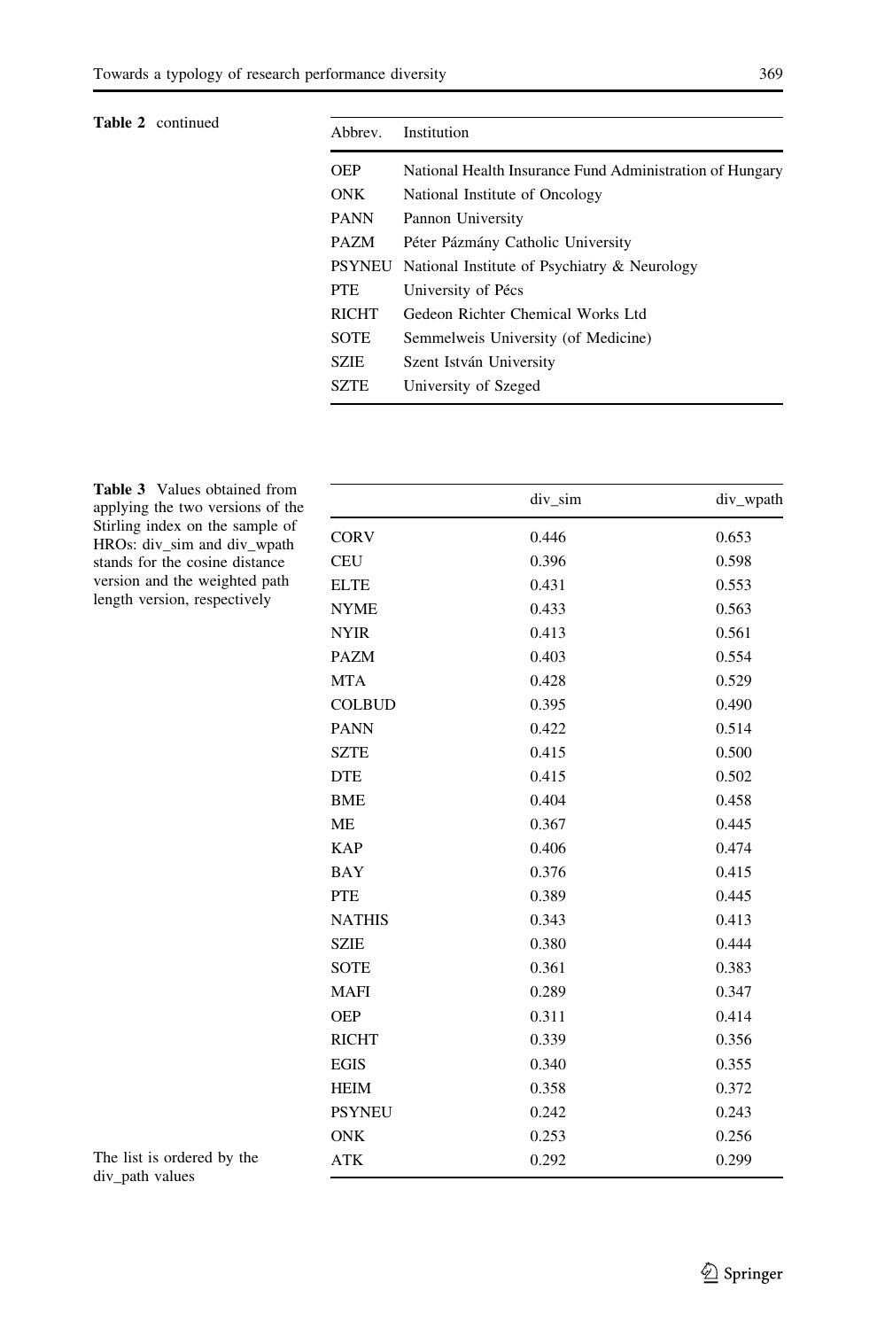**Table 2** continued

| Abbrev. | Institution |
|---|---|
| OEP | National Health Insurance Fund Administration of Hungary |
| ONK | National Institute of Oncology |
| PANN | Pannon University |
| PAZM | Péter Pázmány Catholic University |
| PSYNEU | National Institute of Psychiatry & Neurology |
| PTE | University of Pécs |
| RICHT | Gedeon Richter Chemical Works Ltd |
| SOTE | Semmelweis University (of Medicine) |
| SZIE | Szent István University |
| SZTE | University of Szeged |

**Table 3** Values obtained from applying the two versions of the Stirling index on the sample of HROs: div_sim and div_wpath stands for the cosine distance version and the weighted path length version, respectively

| | div_sim | div_wpath |
|---|---|---|
| CORV | 0.446 | 0.653 |
| CEU | 0.396 | 0.598 |
| ELTE | 0.431 | 0.553 |
| NYME | 0.433 | 0.563 |
| NYIR | 0.413 | 0.561 |
| PAZM | 0.403 | 0.554 |
| MTA | 0.428 | 0.529 |
| COLBUD | 0.395 | 0.490 |
| PANN | 0.422 | 0.514 |
| SZTE | 0.415 | 0.500 |
| DTE | 0.415 | 0.502 |
| BME | 0.404 | 0.458 |
| ME | 0.367 | 0.445 |
| KAP | 0.406 | 0.474 |
| BAY | 0.376 | 0.415 |
| PTE | 0.389 | 0.445 |
| NATHIS | 0.343 | 0.413 |
| SZIE | 0.380 | 0.444 |
| SOTE | 0.361 | 0.383 |
| MAFI | 0.289 | 0.347 |
| OEP | 0.311 | 0.414 |
| RICHT | 0.339 | 0.356 |
| EGIS | 0.340 | 0.355 |
| HEIM | 0.358 | 0.372 |
| PSYNEU | 0.242 | 0.243 |
| ONK | 0.253 | 0.256 |
| ATK | 0.292 | 0.299 |

The list is ordered by the div_path values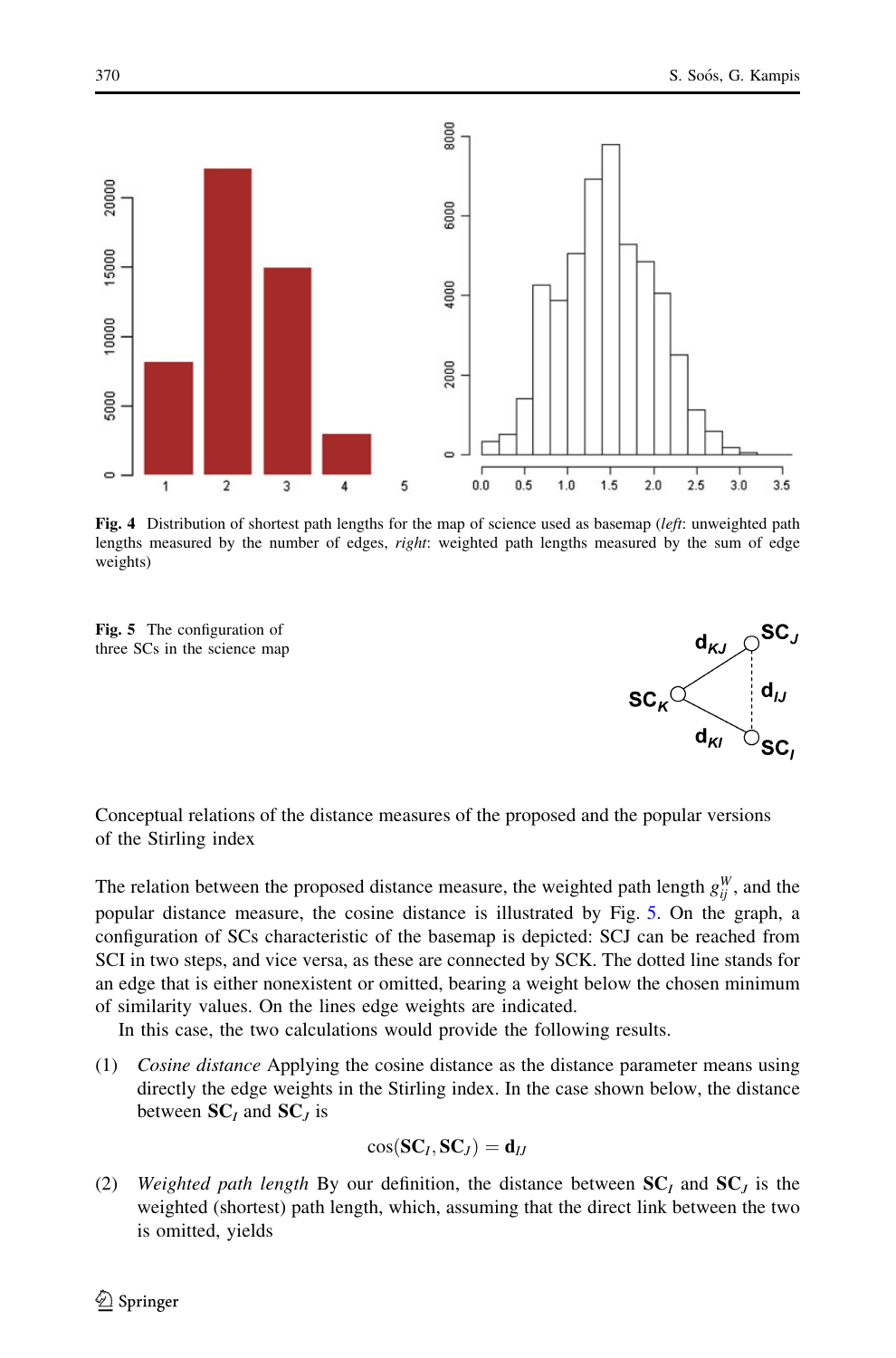**Fig. 4** Distribution of shortest path lengths for the map of science used as basemap (*left*: unweighted path lengths measured by the number of edges, *right*: weighted path lengths measured by the sum of edge weights)

**Fig. 5** The configuration of three SCs in the science map

Conceptual relations of the distance measures of the proposed and the popular versions of the Stirling index

The relation between the proposed distance measure, the weighted path length $g_{ij}^{W}$, and the popular distance measure, the cosine distance is illustrated by Fig. 5. On the graph, a configuration of SCs characteristic of the basemap is depicted: SCJ can be reached from SCI in two steps, and vice versa, as these are connected by SCK. The dotted line stands for an edge that is either nonexistent or omitted, bearing a weight below the chosen minimum of similarity values. On the lines edge weights are indicated.

In this case, the two calculations would provide the following results.

(1) *Cosine distance* Applying the cosine distance as the distance parameter means using directly the edge weights in the Stirling index. In the case shown below, the distance between $\mathbf{SC}_I$ and $\mathbf{SC}_J$ is

$$\cos(\mathbf{SC}_I, \mathbf{SC}_J) = \mathbf{d}_{IJ}$$

(2) *Weighted path length* By our definition, the distance between $\mathbf{SC}_I$ and $\mathbf{SC}_J$ is the weighted (shortest) path length, which, assuming that the direct link between the two is omitted, yields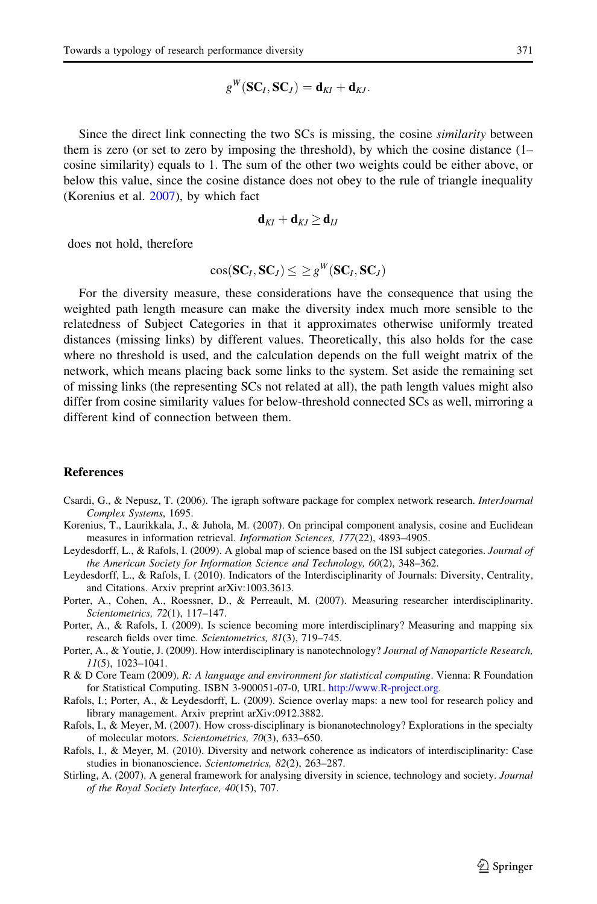$$g^W(\mathbf{SC}_I, \mathbf{SC}_J) = \mathbf{d}_{KI} + \mathbf{d}_{KJ}.$$

Since the direct link connecting the two SCs is missing, the cosine *similarity* between them is zero (or set to zero by imposing the threshold), by which the cosine distance (1–cosine similarity) equals to 1. The sum of the other two weights could be either above, or below this value, since the cosine distance does not obey to the rule of triangle inequality (Korenius et al. 2007), by which fact

$$\mathbf{d}_{KI} + \mathbf{d}_{KJ} \geq \mathbf{d}_{IJ}$$

does not hold, therefore

$$\cos(\mathbf{SC}_I, \mathbf{SC}_J) \leq \geq g^W(\mathbf{SC}_I, \mathbf{SC}_J)$$

For the diversity measure, these considerations have the consequence that using the weighted path length measure can make the diversity index much more sensible to the relatedness of Subject Categories in that it approximates otherwise uniformly treated distances (missing links) by different values. Theoretically, this also holds for the case where no threshold is used, and the calculation depends on the full weight matrix of the network, which means placing back some links to the system. Set aside the remaining set of missing links (the representing SCs not related at all), the path length values might also differ from cosine similarity values for below-threshold connected SCs as well, mirroring a different kind of connection between them.

## References

Csardi, G., & Nepusz, T. (2006). The igraph software package for complex network research. *InterJournal Complex Systems*, 1695.

Korenius, T., Laurikkala, J., & Juhola, M. (2007). On principal component analysis, cosine and Euclidean measures in information retrieval. *Information Sciences, 177*(22), 4893–4905.

Leydesdorff, L., & Rafols, I. (2009). A global map of science based on the ISI subject categories. *Journal of the American Society for Information Science and Technology, 60*(2), 348–362.

Leydesdorff, L., & Rafols, I. (2010). Indicators of the Interdisciplinarity of Journals: Diversity, Centrality, and Citations. Arxiv preprint arXiv:1003.3613.

Porter, A., Cohen, A., Roessner, D., & Perreault, M. (2007). Measuring researcher interdisciplinarity. *Scientometrics, 72*(1), 117–147.

Porter, A., & Rafols, I. (2009). Is science becoming more interdisciplinary? Measuring and mapping six research fields over time. *Scientometrics, 81*(3), 719–745.

Porter, A., & Youtie, J. (2009). How interdisciplinary is nanotechnology? *Journal of Nanoparticle Research, 11*(5), 1023–1041.

R & D Core Team (2009). *R: A language and environment for statistical computing*. Vienna: R Foundation for Statistical Computing. ISBN 3-900051-07-0, URL http://www.R-project.org.

Rafols, I.; Porter, A., & Leydesdorff, L. (2009). Science overlay maps: a new tool for research policy and library management. Arxiv preprint arXiv:0912.3882.

Rafols, I., & Meyer, M. (2007). How cross-disciplinary is bionanotechnology? Explorations in the specialty of molecular motors. *Scientometrics, 70*(3), 633–650.

Rafols, I., & Meyer, M. (2010). Diversity and network coherence as indicators of interdisciplinarity: Case studies in bionanoscience. *Scientometrics, 82*(2), 263–287.

Stirling, A. (2007). A general framework for analysing diversity in science, technology and society. *Journal of the Royal Society Interface, 40*(15), 707.